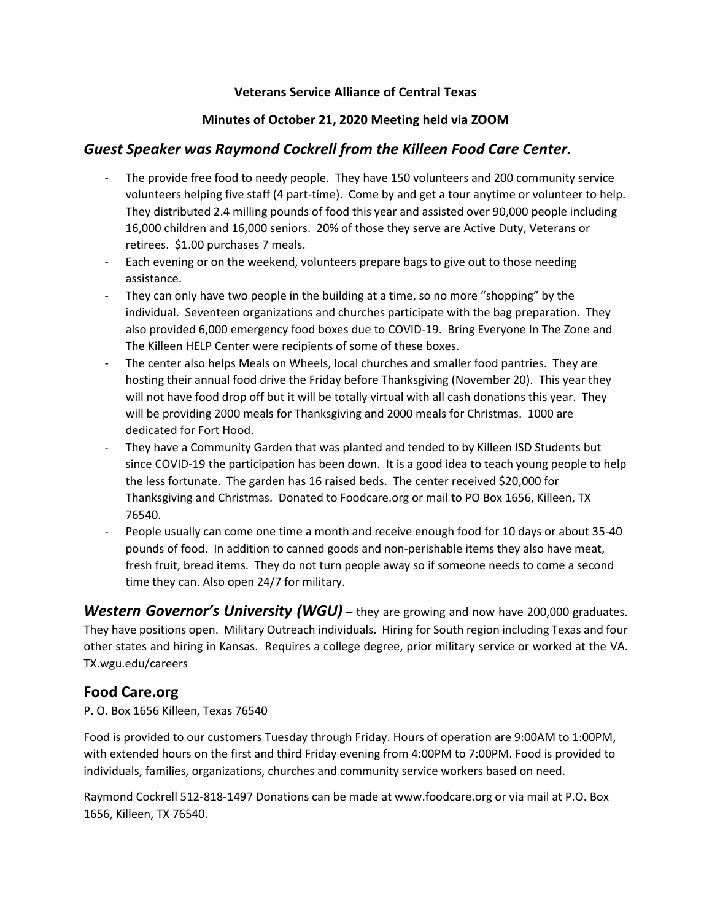**Veterans Service Alliance of Central Texas**

**Minutes of October 21, 2020 Meeting held via ZOOM**

## *Guest Speaker was Raymond Cockrell from the Killeen Food Care Center.*

- The provide free food to needy people. They have 150 volunteers and 200 community service volunteers helping five staff (4 part-time). Come by and get a tour anytime or volunteer to help. They distributed 2.4 milling pounds of food this year and assisted over 90,000 people including 16,000 children and 16,000 seniors. 20% of those they serve are Active Duty, Veterans or retirees. $1.00 purchases 7 meals.
- Each evening or on the weekend, volunteers prepare bags to give out to those needing assistance.
- They can only have two people in the building at a time, so no more "shopping" by the individual. Seventeen organizations and churches participate with the bag preparation. They also provided 6,000 emergency food boxes due to COVID-19. Bring Everyone In The Zone and The Killeen HELP Center were recipients of some of these boxes.
- The center also helps Meals on Wheels, local churches and smaller food pantries. They are hosting their annual food drive the Friday before Thanksgiving (November 20). This year they will not have food drop off but it will be totally virtual with all cash donations this year. They will be providing 2000 meals for Thanksgiving and 2000 meals for Christmas. 1000 are dedicated for Fort Hood.
- They have a Community Garden that was planted and tended to by Killeen ISD Students but since COVID-19 the participation has been down. It is a good idea to teach young people to help the less fortunate. The garden has 16 raised beds. The center received $20,000 for Thanksgiving and Christmas. Donated to Foodcare.org or mail to PO Box 1656, Killeen, TX 76540.
- People usually can come one time a month and receive enough food for 10 days or about 35-40 pounds of food. In addition to canned goods and non-perishable items they also have meat, fresh fruit, bread items. They do not turn people away so if someone needs to come a second time they can. Also open 24/7 for military.

***Western Governor's University (WGU)*** – they are growing and now have 200,000 graduates. They have positions open. Military Outreach individuals. Hiring for South region including Texas and four other states and hiring in Kansas. Requires a college degree, prior military service or worked at the VA. TX.wgu.edu/careers

## Food Care.org

P. O. Box 1656 Killeen, Texas 76540

Food is provided to our customers Tuesday through Friday. Hours of operation are 9:00AM to 1:00PM, with extended hours on the first and third Friday evening from 4:00PM to 7:00PM. Food is provided to individuals, families, organizations, churches and community service workers based on need.

Raymond Cockrell 512-818-1497 Donations can be made at www.foodcare.org or via mail at P.O. Box 1656, Killeen, TX 76540.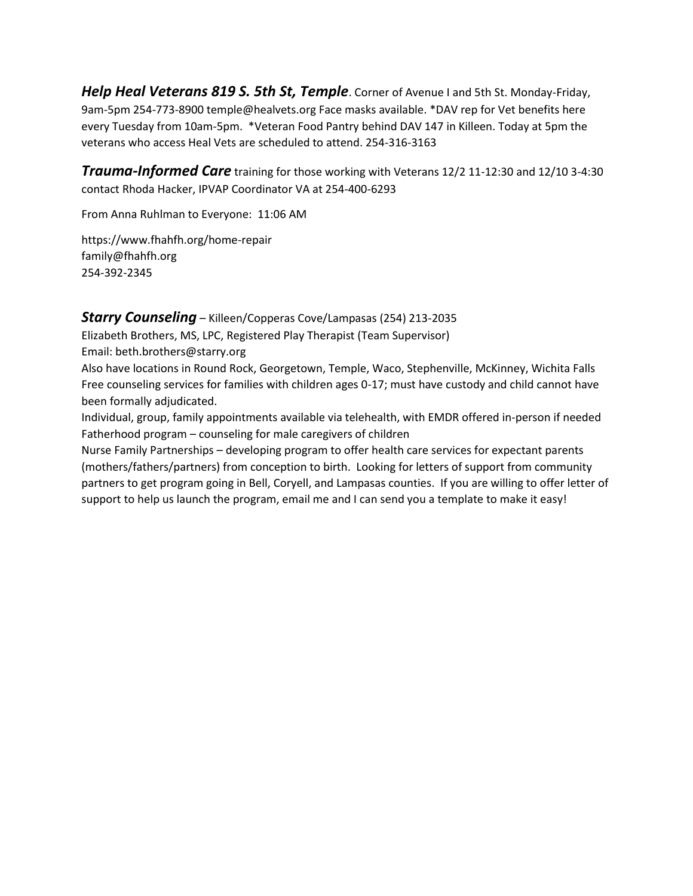***Help Heal Veterans 819 S. 5th St, Temple***. Corner of Avenue I and 5th St. Monday-Friday, 9am-5pm 254-773-8900 temple@healvets.org Face masks available. *DAV rep for Vet benefits here every Tuesday from 10am-5pm. *Veteran Food Pantry behind DAV 147 in Killeen. Today at 5pm the veterans who access Heal Vets are scheduled to attend. 254-316-3163

***Trauma-Informed Care*** training for those working with Veterans 12/2 11-12:30 and 12/10 3-4:30 contact Rhoda Hacker, IPVAP Coordinator VA at 254-400-6293

From Anna Ruhlman to Everyone: 11:06 AM

https://www.fhahfh.org/home-repair
family@fhahfh.org
254-392-2345

***Starry Counseling*** – Killeen/Copperas Cove/Lampasas (254) 213-2035
Elizabeth Brothers, MS, LPC, Registered Play Therapist (Team Supervisor)
Email: beth.brothers@starry.org
Also have locations in Round Rock, Georgetown, Temple, Waco, Stephenville, McKinney, Wichita Falls
Free counseling services for families with children ages 0-17; must have custody and child cannot have been formally adjudicated.
Individual, group, family appointments available via telehealth, with EMDR offered in-person if needed
Fatherhood program – counseling for male caregivers of children
Nurse Family Partnerships – developing program to offer health care services for expectant parents (mothers/fathers/partners) from conception to birth. Looking for letters of support from community partners to get program going in Bell, Coryell, and Lampasas counties. If you are willing to offer letter of support to help us launch the program, email me and I can send you a template to make it easy!